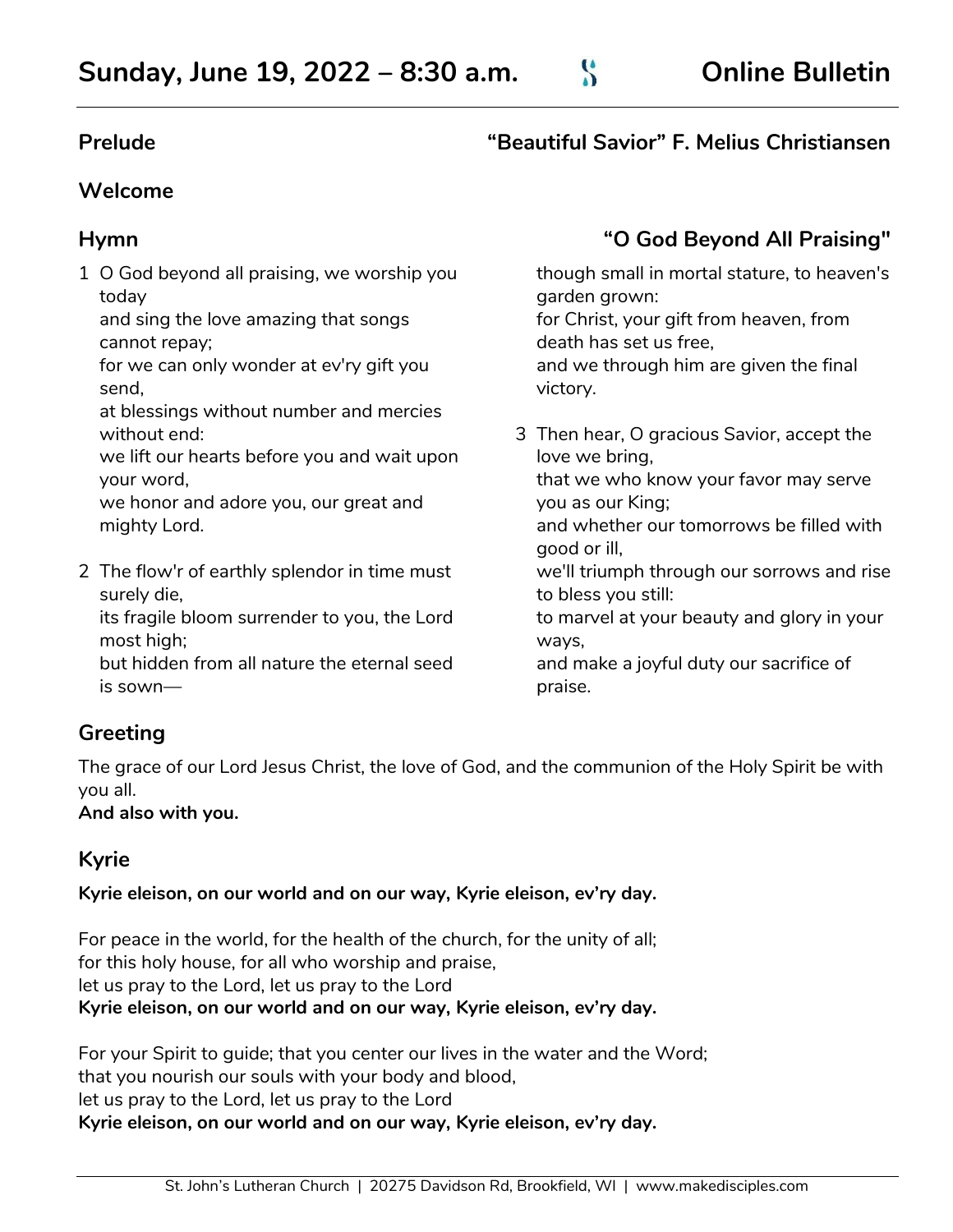# Sunday, June 19, 2022 – 8:30 a.m. — Online Bulletin

## Prelude — "Beautiful Savior" F. Melius Christiansen

## Welcome

## Hymn — "O God Beyond All Praising"

1 O God beyond all praising, we worship you today
and sing the love amazing that songs cannot repay;
for we can only wonder at ev'ry gift you send,
at blessings without number and mercies without end:
we lift our hearts before you and wait upon your word,
we honor and adore you, our great and mighty Lord.

2 The flow'r of earthly splendor in time must surely die,
its fragile bloom surrender to you, the Lord most high;
but hidden from all nature the eternal seed is sown—
though small in mortal stature, to heaven's garden grown:
for Christ, your gift from heaven, from death has set us free,
and we through him are given the final victory.

3 Then hear, O gracious Savior, accept the love we bring,
that we who know your favor may serve you as our King;
and whether our tomorrows be filled with good or ill,
we'll triumph through our sorrows and rise to bless you still:
to marvel at your beauty and glory in your ways,
and make a joyful duty our sacrifice of praise.

## Greeting

The grace of our Lord Jesus Christ, the love of God, and the communion of the Holy Spirit be with you all.
**And also with you.**

## Kyrie

**Kyrie eleison, on our world and on our way, Kyrie eleison, ev'ry day.**

For peace in the world, for the health of the church, for the unity of all;
for this holy house, for all who worship and praise,
let us pray to the Lord, let us pray to the Lord
**Kyrie eleison, on our world and on our way, Kyrie eleison, ev'ry day.**

For your Spirit to guide; that you center our lives in the water and the Word;
that you nourish our souls with your body and blood,
let us pray to the Lord, let us pray to the Lord
**Kyrie eleison, on our world and on our way, Kyrie eleison, ev'ry day.**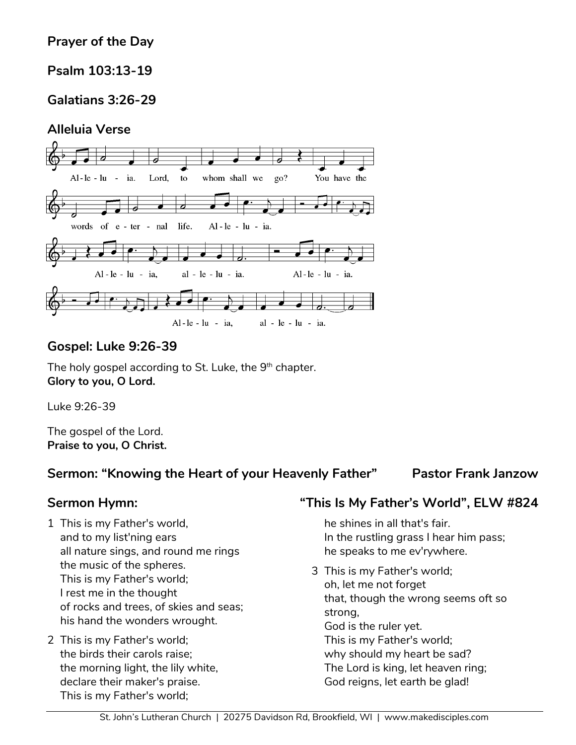**Prayer of the Day**

**Psalm 103:13-19**

**Galatians 3:26-29**

**Alleluia Verse**

Al-le-lu-ia. Lord, to whom shall we go? You have the words of e-ter-nal life. Al-le-lu-ia.

Al-le-lu-ia, al-le-lu-ia. Al-le-lu-ia.

Al-le-lu-ia, al-le-lu-ia.

**Gospel: Luke 9:26-39**

The holy gospel according to St. Luke, the 9th chapter.
**Glory to you, O Lord.**

Luke 9:26-39

The gospel of the Lord.
**Praise to you, O Christ.**

**Sermon: "Knowing the Heart of your Heavenly Father"** **Pastor Frank Janzow**

**Sermon Hymn:** **"This Is My Father's World", ELW #824**

1 This is my Father's world,
and to my list'ning ears
all nature sings, and round me rings
the music of the spheres.
This is my Father's world;
I rest me in the thought
of rocks and trees, of skies and seas;
his hand the wonders wrought.

2 This is my Father's world;
the birds their carols raise;
the morning light, the lily white,
declare their maker's praise.
This is my Father's world;
he shines in all that's fair.
In the rustling grass I hear him pass;
he speaks to me ev'rywhere.

3 This is my Father's world;
oh, let me not forget
that, though the wrong seems oft so strong,
God is the ruler yet.
This is my Father's world;
why should my heart be sad?
The Lord is king, let heaven ring;
God reigns, let earth be glad!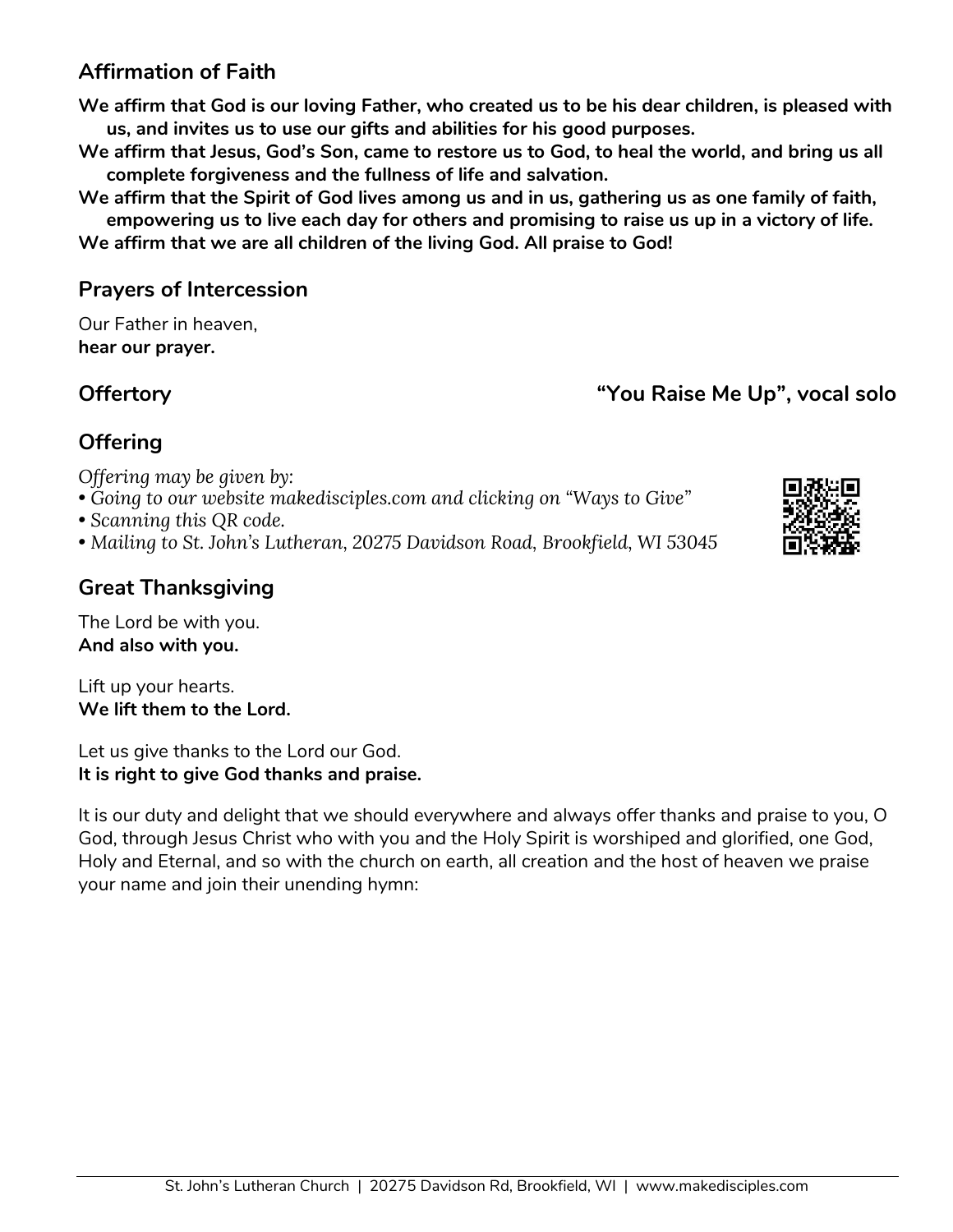## Affirmation of Faith

**We affirm that God is our loving Father, who created us to be his dear children, is pleased with us, and invites us to use our gifts and abilities for his good purposes.**

**We affirm that Jesus, God's Son, came to restore us to God, to heal the world, and bring us all complete forgiveness and the fullness of life and salvation.**

**We affirm that the Spirit of God lives among us and in us, gathering us as one family of faith, empowering us to live each day for others and promising to raise us up in a victory of life.**

**We affirm that we are all children of the living God. All praise to God!**

## Prayers of Intercession

Our Father in heaven,
**hear our prayer.**

## Offertory — "You Raise Me Up", vocal solo

## Offering

*Offering may be given by:*

- *Going to our website makedisciples.com and clicking on "Ways to Give"*
- *Scanning this QR code.*
- *Mailing to St. John's Lutheran, 20275 Davidson Road, Brookfield, WI 53045*

## Great Thanksgiving

The Lord be with you.
**And also with you.**

Lift up your hearts.
**We lift them to the Lord.**

Let us give thanks to the Lord our God.
**It is right to give God thanks and praise.**

It is our duty and delight that we should everywhere and always offer thanks and praise to you, O God, through Jesus Christ who with you and the Holy Spirit is worshiped and glorified, one God, Holy and Eternal, and so with the church on earth, all creation and the host of heaven we praise your name and join their unending hymn: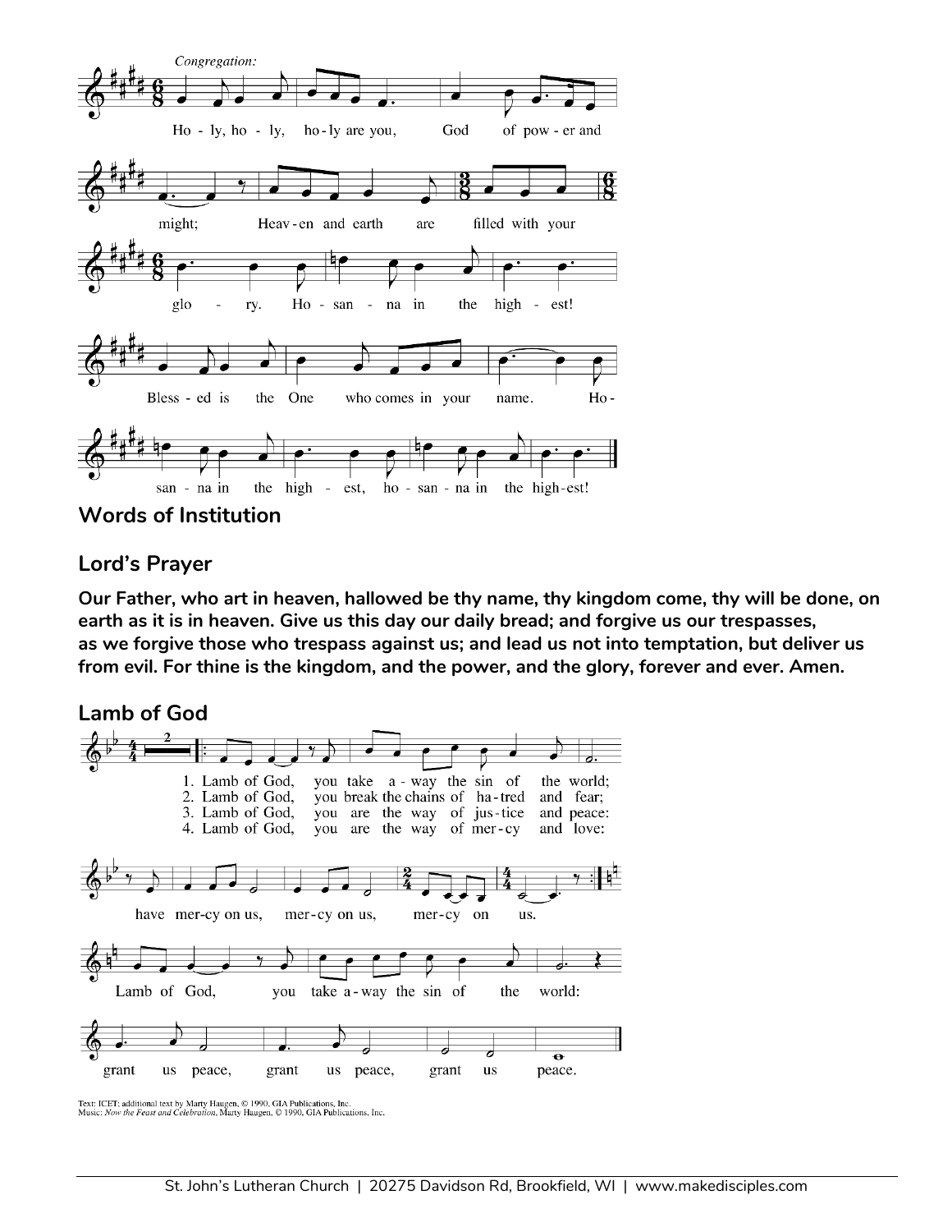Congregation:

Ho - ly, ho - ly, ho - ly are you, God of pow - er and might; Heav - en and earth are filled with your glo - ry. Ho - san - na in the high - est!

Bless - ed is the One who comes in your name. Ho - san - na in the high - est, ho - san - na in the high - est!

**Words of Institution**

## Lord's Prayer

**Our Father, who art in heaven, hallowed be thy name, thy kingdom come, thy will be done, on earth as it is in heaven. Give us this day our daily bread; and forgive us our trespasses, as we forgive those who trespass against us; and lead us not into temptation, but deliver us from evil. For thine is the kingdom, and the power, and the glory, forever and ever. Amen.**

## Lamb of God

1. Lamb of God, you take a - way the sin of the world;
2. Lamb of God, you break the chains of ha - tred and fear;
3. Lamb of God, you are the way of jus - tice and peace:
4. Lamb of God, you are the way of mer - cy and love:

have mer - cy on us, mer - cy on us, mer - cy on us.

Lamb of God, you take a - way the sin of the world: grant us peace, grant us peace, grant us peace.

Text: ICET; additional text by Marty Haugen, © 1990, GIA Publications, Inc.
Music: *Now the Feast and Celebration*, Marty Haugen, © 1990, GIA Publications, Inc.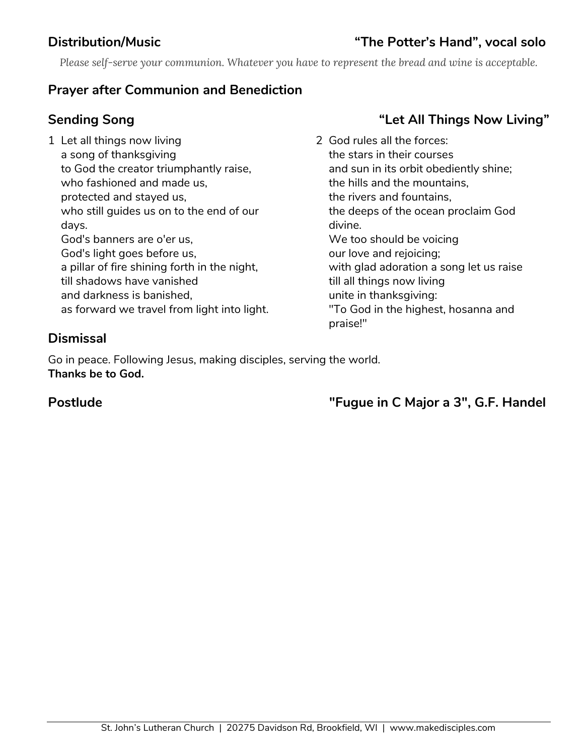## Distribution/Music — "The Potter's Hand", vocal solo

*Please self-serve your communion. Whatever you have to represent the bread and wine is acceptable.*

## Prayer after Communion and Benediction

## Sending Song — "Let All Things Now Living"

1 Let all things now living
a song of thanksgiving
to God the creator triumphantly raise,
who fashioned and made us,
protected and stayed us,
who still guides us on to the end of our days.
God's banners are o'er us,
God's light goes before us,
a pillar of fire shining forth in the night,
till shadows have vanished
and darkness is banished,
as forward we travel from light into light.

2 God rules all the forces:
the stars in their courses
and sun in its orbit obediently shine;
the hills and the mountains,
the rivers and fountains,
the deeps of the ocean proclaim God divine.
We too should be voicing
our love and rejoicing;
with glad adoration a song let us raise
till all things now living
unite in thanksgiving:
"To God in the highest, hosanna and praise!"

## Dismissal

Go in peace. Following Jesus, making disciples, serving the world.
**Thanks be to God.**

## Postlude — "Fugue in C Major a 3", G.F. Handel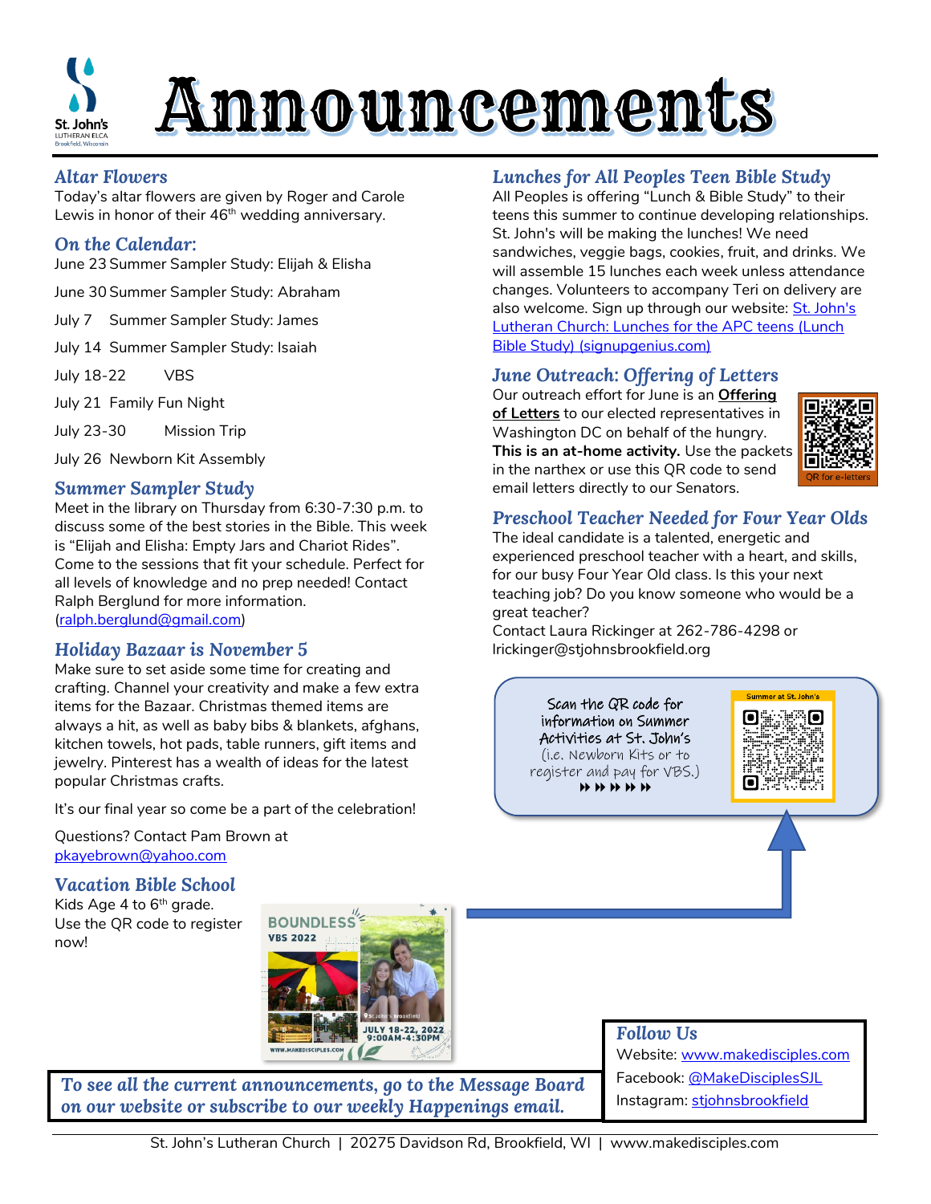# Announcements

St. John's LUTHERAN ELCA Brookfield, Wisconsin

## Altar Flowers

Today's altar flowers are given by Roger and Carole Lewis in honor of their 46th wedding anniversary.

## On the Calendar:

June 23 Summer Sampler Study: Elijah & Elisha

June 30 Summer Sampler Study: Abraham

July 7 Summer Sampler Study: James

July 14 Summer Sampler Study: Isaiah

July 18-22 VBS

July 21 Family Fun Night

July 23-30 Mission Trip

July 26 Newborn Kit Assembly

## Summer Sampler Study

Meet in the library on Thursday from 6:30-7:30 p.m. to discuss some of the best stories in the Bible. This week is "Elijah and Elisha: Empty Jars and Chariot Rides". Come to the sessions that fit your schedule. Perfect for all levels of knowledge and no prep needed! Contact Ralph Berglund for more information. (ralph.berglund@gmail.com)

## Holiday Bazaar is November 5

Make sure to set aside some time for creating and crafting. Channel your creativity and make a few extra items for the Bazaar. Christmas themed items are always a hit, as well as baby bibs & blankets, afghans, kitchen towels, hot pads, table runners, gift items and jewelry. Pinterest has a wealth of ideas for the latest popular Christmas crafts.

It's our final year so come be a part of the celebration!

Questions? Contact Pam Brown at pkayebrown@yahoo.com

## Vacation Bible School

Kids Age 4 to 6th grade.
Use the QR code to register now!

BOUNDLESS VBS 2022
JULY 18-22, 2022 9:00AM-4:30PM
WWW.MAKEDISCIPLES.COM

## Lunches for All Peoples Teen Bible Study

All Peoples is offering "Lunch & Bible Study" to their teens this summer to continue developing relationships. St. John's will be making the lunches! We need sandwiches, veggie bags, cookies, fruit, and drinks. We will assemble 15 lunches each week unless attendance changes. Volunteers to accompany Teri on delivery are also welcome. Sign up through our website: St. John's Lutheran Church: Lunches for the APC teens (Lunch Bible Study) (signupgenius.com)

## June Outreach: Offering of Letters

Our outreach effort for June is an **Offering of Letters** to our elected representatives in Washington DC on behalf of the hungry. **This is an at-home activity.** Use the packets in the narthex or use this QR code to send email letters directly to our Senators.

QR for e-letters

## Preschool Teacher Needed for Four Year Olds

The ideal candidate is a talented, energetic and experienced preschool teacher with a heart, and skills, for our busy Four Year Old class. Is this your next teaching job? Do you know someone who would be a great teacher?
Contact Laura Rickinger at 262-786-4298 or lrickinger@stjohnsbrookfield.org

Scan the QR code for information on Summer Activities at St. John's (i.e. Newborn Kits or to register and pay for VBS.)

Summer at St. John's

***To see all the current announcements, go to the Message Board on our website or subscribe to our weekly Happenings email.***

## Follow Us

Website: www.makedisciples.com
Facebook: @MakeDisciplesSJL
Instagram: stjohnsbrookfield

St. John's Lutheran Church | 20275 Davidson Rd, Brookfield, WI | www.makedisciples.com